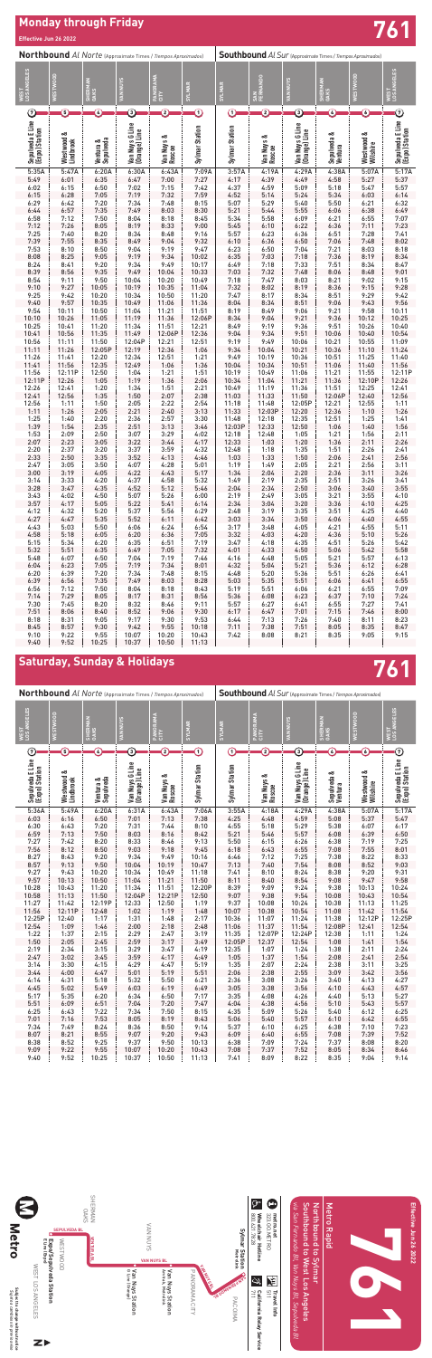# Monday through Friday

**761**

Effective Jun 26 2022

## Northbound *Al Norte (Approximate Times / Tiempos Aproximados)*

| WEST LOS ANGELES | WESTWOOD | SHERMAN OAKS | VAN NUYS | PANORAMA CITY | SYLMAR |
|---|---|---|---|---|---|
| 7 | 6 | 4 | 3 | 2 | 1 |
| Sepulveda E Line (Expo) Station | Westwood & Lindbrook | Ventura & Sepulveda | Van Nuys G Line (Orange) Line | Van Nuys & Roscoe | Sylmar Station |
| 5:35A | 5:47A | 6:20A | 6:30A | 6:43A | 7:09A |
| 5:49 | 6:01 | 6:35 | 6:47 | 7:00 | 7:27 |
| 6:02 | 6:15 | 6:50 | 7:02 | 7:15 | 7:42 |
| 6:15 | 6:28 | 7:05 | 7:19 | 7:32 | 7:59 |
| 6:29 | 6:42 | 7:20 | 7:34 | 7:48 | 8:15 |
| 6:44 | 6:57 | 7:35 | 7:49 | 8:03 | 8:30 |
| 6:58 | 7:12 | 7:50 | 8:04 | 8:18 | 8:45 |
| 7:12 | 7:26 | 8:05 | 8:19 | 8:33 | 9:00 |
| 7:25 | 7:40 | 8:20 | 8:34 | 8:48 | 9:16 |
| 7:39 | 7:55 | 8:35 | 8:49 | 9:04 | 9:32 |
| 7:53 | 8:10 | 8:50 | 9:04 | 9:19 | 9:47 |
| 8:08 | 8:25 | 9:05 | 9:19 | 9:34 | 10:02 |
| 8:24 | 8:41 | 9:20 | 9:34 | 9:49 | 10:17 |
| 8:39 | 8:56 | 9:35 | 9:49 | 10:04 | 10:33 |
| 8:54 | 9:11 | 9:50 | 10:04 | 10:20 | 10:49 |
| 9:10 | 9:27 | 10:05 | 10:19 | 10:35 | 11:04 |
| 9:25 | 9:42 | 10:20 | 10:34 | 10:50 | 11:20 |
| 9:40 | 9:57 | 10:35 | 10:49 | 11:06 | 11:36 |
| 9:54 | 10:11 | 10:50 | 11:04 | 11:21 | 11:51 |
| 10:10 | 10:26 | 11:05 | 11:19 | 11:36 | 12:06P |
| 10:25 | 10:41 | 11:20 | 11:34 | 11:51 | 12:21 |
| 10:41 | 10:56 | 11:35 | 11:49 | 12:06P | 12:36 |
| 10:56 | 11:11 | 11:50 | 12:04P | 12:21 | 12:51 |
| 11:11 | 11:26 | 12:05P | 12:19 | 12:36 | 1:06 |
| 11:26 | 11:41 | 12:20 | 12:34 | 12:51 | 1:21 |
| 11:41 | 11:56 | 12:35 | 12:49 | 1:06 | 1:36 |
| 11:56 | 12:11P | 12:50 | 1:04 | 1:21 | 1:51 |
| 12:11P | 12:26 | 1:05 | 1:19 | 1:36 | 2:06 |
| 12:26 | 12:41 | 1:20 | 1:34 | 1:51 | 2:21 |
| 12:41 | 12:56 | 1:35 | 1:50 | 2:07 | 2:38 |
| 12:56 | 1:11 | 1:50 | 2:05 | 2:22 | 2:54 |
| 1:11 | 1:26 | 2:05 | 2:21 | 2:40 | 3:13 |
| 1:25 | 1:40 | 2:20 | 2:36 | 2:57 | 3:30 |
| 1:39 | 1:54 | 2:35 | 2:51 | 3:13 | 3:46 |
| 1:53 | 2:09 | 2:50 | 3:07 | 3:29 | 4:02 |
| 2:07 | 2:23 | 3:05 | 3:22 | 3:44 | 4:17 |
| 2:20 | 2:37 | 3:20 | 3:37 | 3:59 | 4:32 |
| 2:33 | 2:50 | 3:35 | 3:52 | 4:13 | 4:46 |
| 2:47 | 3:05 | 3:50 | 4:07 | 4:28 | 5:01 |
| 3:00 | 3:19 | 4:05 | 4:22 | 4:43 | 5:17 |
| 3:14 | 3:33 | 4:20 | 4:37 | 4:58 | 5:32 |
| 3:28 | 3:47 | 4:35 | 4:52 | 5:12 | 5:46 |
| 3:43 | 4:02 | 4:50 | 5:07 | 5:26 | 6:00 |
| 3:57 | 4:17 | 5:05 | 5:22 | 5:41 | 6:14 |
| 4:12 | 4:32 | 5:20 | 5:37 | 5:56 | 6:29 |
| 4:27 | 4:47 | 5:35 | 5:52 | 6:11 | 6:42 |
| 4:43 | 5:03 | 5:50 | 6:06 | 6:24 | 6:54 |
| 4:58 | 5:18 | 6:05 | 6:20 | 6:36 | 7:05 |
| 5:15 | 5:34 | 6:20 | 6:35 | 6:51 | 7:19 |
| 5:32 | 5:51 | 6:35 | 6:49 | 7:05 | 7:32 |
| 5:48 | 6:07 | 6:50 | 7:04 | 7:19 | 7:46 |
| 6:04 | 6:23 | 7:05 | 7:19 | 7:34 | 8:01 |
| 6:20 | 6:39 | 7:20 | 7:34 | 7:48 | 8:15 |
| 6:39 | 6:56 | 7:35 | 7:49 | 8:03 | 8:28 |
| 6:56 | 7:12 | 7:50 | 8:04 | 8:18 | 8:43 |
| 7:14 | 7:29 | 8:05 | 8:17 | 8:31 | 8:56 |
| 7:36 | 7:50 | 8:25 | 8:37 | 8:51 | 9:16 |
| 8:05 | 8:19 | 8:54 | 9:06 | 9:20 | 9:45 |
| 8:34 | 8:47 | 9:20 | 9:32 | 9:46 | 10:11 |
| 9:02 | 9:14 | 9:47 | 9:59 | 10:13 | 10:38 |
| 9:40 | 9:52 | 10:25 | 10:37 | 10:50 | 11:13 |

## Southbound *Al Sur (Approximate Times / Tiempos Aproximados)*

| SYLMAR | SAN FERNANDO | VAN NUYS | SHERMAN OAKS | WESTWOOD | WEST LOS ANGELES |
|---|---|---|---|---|---|
| 1 | 2 | 3 | 4 | 6 | 7 |
| Sylmar Station | Van Nuys & Roscoe | Van Nuys G Line (Orange) Line | Sepulveda & Ventura | Westwood & Wilshire | Sepulveda E Line (Expo) Station |
| 3:57A | 4:19A | 4:29A | 4:38A | 5:07A | 5:17A |
| 4:17 | 4:39 | 4:49 | 4:58 | 5:27 | 5:37 |
| 4:37 | 4:59 | 5:09 | 5:18 | 5:47 | 5:57 |
| 4:52 | 5:14 | 5:24 | 5:34 | 6:03 | 6:14 |
| 5:07 | 5:29 | 5:40 | 5:50 | 6:21 | 6:32 |
| 5:21 | 5:44 | 5:55 | 6:06 | 6:38 | 6:49 |
| 5:34 | 5:58 | 6:09 | 6:21 | 6:55 | 7:07 |
| 5:45 | 6:10 | 6:22 | 6:36 | 7:11 | 7:23 |
| 5:57 | 6:23 | 6:36 | 6:51 | 7:28 | 7:41 |
| 6:10 | 6:36 | 6:50 | 7:06 | 7:48 | 8:02 |
| 6:23 | 6:50 | 7:04 | 7:21 | 8:03 | 8:18 |
| 6:35 | 7:03 | 7:18 | 7:36 | 8:19 | 8:34 |
| 6:49 | 7:18 | 7:33 | 7:51 | 8:34 | 8:47 |
| 7:03 | 7:32 | 7:48 | 8:06 | 8:48 | 9:01 |
| 7:18 | 7:47 | 8:03 | 8:21 | 9:02 | 9:15 |
| 7:32 | 8:02 | 8:19 | 8:36 | 9:15 | 9:28 |
| 7:47 | 8:17 | 8:34 | 8:51 | 9:29 | 9:42 |
| 8:04 | 8:34 | 8:51 | 9:06 | 9:43 | 9:56 |
| 8:19 | 8:49 | 9:06 | 9:21 | 9:58 | 10:11 |
| 8:34 | 9:04 | 9:21 | 9:36 | 10:12 | 10:25 |
| 8:49 | 9:19 | 9:36 | 9:51 | 10:26 | 10:40 |
| 9:04 | 9:34 | 9:51 | 10:06 | 10:40 | 10:54 |
| 9:19 | 9:49 | 10:06 | 10:21 | 10:55 | 11:09 |
| 9:34 | 10:04 | 10:21 | 10:36 | 11:10 | 11:24 |
| 9:49 | 10:19 | 10:36 | 10:51 | 11:25 | 11:40 |
| 10:04 | 10:34 | 10:51 | 11:06 | 11:40 | 11:56 |
| 10:19 | 10:49 | 11:06 | 11:21 | 11:55 | 12:11P |
| 10:34 | 11:04 | 11:21 | 11:36 | 12:10P | 12:26 |
| 10:49 | 11:19 | 11:36 | 11:51 | 12:25 | 12:41 |
| 11:03 | 11:33 | 11:50 | 12:06P | 12:40 | 12:56 |
| 11:18 | 11:48 | 12:05P | 12:21 | 12:55 | 1:11 |
| 11:33 | 12:03P | 12:20 | 12:36 | 1:10 | 1:26 |
| 11:48 | 12:18 | 12:35 | 12:51 | 1:25 | 1:41 |
| 12:03P | 12:33 | 12:50 | 1:06 | 1:40 | 1:56 |
| 12:18 | 12:48 | 1:05 | 1:21 | 1:56 | 2:11 |
| 12:33 | 1:03 | 1:20 | 1:36 | 2:11 | 2:26 |
| 12:48 | 1:18 | 1:35 | 1:51 | 2:26 | 2:41 |
| 1:03 | 1:33 | 1:50 | 2:06 | 2:41 | 2:56 |
| 1:18 | 1:49 | 2:05 | 2:21 | 2:56 | 3:11 |
| 1:34 | 2:04 | 2:20 | 2:36 | 3:11 | 3:26 |
| 1:49 | 2:19 | 2:35 | 2:51 | 3:26 | 3:41 |
| 2:04 | 2:34 | 2:50 | 3:06 | 3:40 | 3:55 |
| 2:19 | 2:49 | 3:05 | 3:21 | 3:55 | 4:10 |
| 2:34 | 3:04 | 3:20 | 3:36 | 4:10 | 4:25 |
| 2:49 | 3:19 | 3:35 | 3:51 | 4:25 | 4:40 |
| 3:03 | 3:34 | 3:50 | 4:06 | 4:40 | 4:55 |
| 3:17 | 3:48 | 4:05 | 4:21 | 4:55 | 5:11 |
| 3:32 | 4:03 | 4:20 | 4:36 | 5:10 | 5:26 |
| 3:47 | 4:18 | 4:35 | 4:51 | 5:26 | 5:42 |
| 4:01 | 4:33 | 4:50 | 5:06 | 5:42 | 5:58 |
| 4:16 | 4:48 | 5:05 | 5:21 | 5:57 | 6:13 |
| 4:32 | 5:04 | 5:21 | 5:36 | 6:12 | 6:28 |
| 4:48 | 5:20 | 5:36 | 5:51 | 6:26 | 6:41 |
| 5:03 | 5:35 | 5:51 | 6:06 | 6:41 | 6:55 |
| 5:19 | 5:51 | 6:06 | 6:21 | 6:55 | 7:09 |
| 5:36 | 6:08 | 6:23 | 6:37 | 7:10 | 7:24 |
| 5:57 | 6:27 | 6:41 | 6:55 | 7:27 | 7:41 |
| 6:17 | 6:47 | 7:01 | 7:15 | 7:46 | 8:00 |
| 6:44 | 7:13 | 7:26 | 7:40 | 8:11 | 8:23 |
| 7:11 | 7:38 | 7:51 | 8:05 | 8:35 | 8:47 |
| 7:42 | 8:08 | 8:21 | 8:35 | 9:05 | 9:15 |

# Saturday, Sunday & Holidays

**761**

## Northbound *Al Norte (Approximate Times / Tiempos Aproximados)*

| WEST LOS ANGELES | WESTWOOD | SHERMAN OAKS | VAN NUYS | PANORAMA CITY | SYLMAR |
|---|---|---|---|---|---|
| 7 | 6 | 4 | 3 | 2 | 1 |
| Sepulveda E Line (Expo) Station | Westwood & Lindbrook | Ventura & Sepulveda | Van Nuys G Line (Orange) Line | Van Nuys & Roscoe | Sylmar Station |
| 5:36A | 5:49A | 6:20A | 6:31A | 6:43A | 7:06A |
| 6:03 | 6:16 | 6:50 | 7:01 | 7:13 | 7:38 |
| 6:30 | 6:43 | 7:20 | 7:31 | 7:44 | 8:10 |
| 6:59 | 7:13 | 7:50 | 8:03 | 8:16 | 8:42 |
| 7:27 | 7:42 | 8:20 | 8:33 | 8:46 | 9:13 |
| 7:56 | 8:12 | 8:50 | 9:03 | 9:18 | 9:45 |
| 8:27 | 8:43 | 9:20 | 9:34 | 9:49 | 10:16 |
| 8:57 | 9:13 | 9:50 | 10:04 | 10:19 | 10:47 |
| 9:27 | 9:43 | 10:20 | 10:34 | 10:49 | 11:18 |
| 9:57 | 10:13 | 10:50 | 11:04 | 11:21 | 11:50 |
| 10:28 | 10:43 | 11:20 | 11:34 | 11:51 | 12:20P |
| 10:58 | 11:13 | 11:50 | 12:04P | 12:21P | 12:50 |
| 11:27 | 11:42 | 12:19P | 12:33 | 12:50 | 1:19 |
| 11:56 | 12:11P | 12:48 | 1:02 | 1:19 | 1:48 |
| 12:25P | 12:40 | 1:17 | 1:31 | 1:48 | 2:17 |
| 12:54 | 1:09 | 1:46 | 2:00 | 2:18 | 2:48 |
| 1:22 | 1:37 | 2:15 | 2:29 | 2:47 | 3:19 |
| 1:50 | 2:05 | 2:45 | 2:59 | 3:17 | 3:49 |
| 2:19 | 2:34 | 3:15 | 3:29 | 3:47 | 4:19 |
| 2:47 | 3:02 | 3:45 | 3:59 | 4:17 | 4:49 |
| 3:14 | 3:30 | 4:15 | 4:29 | 4:47 | 5:19 |
| 3:44 | 4:00 | 4:47 | 5:01 | 5:19 | 5:51 |
| 4:14 | 4:31 | 5:18 | 5:32 | 5:50 | 6:21 |
| 4:45 | 5:02 | 5:49 | 6:03 | 6:19 | 6:49 |
| 5:17 | 5:35 | 6:20 | 6:34 | 6:50 | 7:17 |
| 5:51 | 6:09 | 6:51 | 7:04 | 7:20 | 7:47 |
| 6:25 | 6:43 | 7:22 | 7:34 | 7:50 | 8:15 |
| 7:01 | 7:16 | 7:53 | 8:05 | 8:19 | 8:43 |
| 7:34 | 7:49 | 8:24 | 8:36 | 8:50 | 9:14 |
| 8:07 | 8:21 | 8:55 | 9:07 | 9:20 | 9:43 |
| 8:38 | 8:52 | 9:25 | 9:37 | 9:50 | 10:13 |
| 9:09 | 9:22 | 9:55 | 10:07 | 10:20 | 10:43 |
| 9:40 | 9:52 | 10:25 | 10:37 | 10:50 | 11:13 |

## Southbound *Al Sur (Approximate Times / Tiempos Aproximados)*

| SYLMAR | PANORAMA CITY | VAN NUYS | SHERMAN OAKS | WESTWOOD | WEST LOS ANGELES |
|---|---|---|---|---|---|
| 1 | 2 | 3 | 4 | 6 | 7 |
| Sylmar Station | Van Nuys & Roscoe | Van Nuys G Line (Orange) Line | Sepulveda & Ventura | Westwood & Wilshire | Sepulveda E Line (Expo) Station |
| 3:55A | 4:18A | 4:29A | 4:38A | 5:07A | 5:17A |
| 4:25 | 4:48 | 4:59 | 5:08 | 5:37 | 5:47 |
| 4:55 | 5:18 | 5:29 | 5:38 | 6:07 | 6:17 |
| 5:21 | 5:46 | 5:57 | 6:08 | 6:39 | 6:50 |
| 5:50 | 6:15 | 6:26 | 6:38 | 7:10 | 7:25 |
| 6:18 | 6:43 | 6:55 | 7:08 | 7:55 | 8:01 |
| 6:46 | 7:12 | 7:25 | 7:38 | 8:22 | 8:33 |
| 7:15 | 7:40 | 7:54 | 8:08 | 8:52 | 9:03 |
| 7:45 | 8:09 | 8:24 | 8:39 | 9:20 | 9:31 |
| 8:11 | 8:40 | 8:54 | 9:08 | 9:47 | 9:58 |
| 8:39 | 9:09 | 9:24 | 9:38 | 10:13 | 10:24 |
| 9:07 | 9:38 | 9:54 | 10:08 | 10:43 | 10:54 |
| 9:37 | 10:08 | 10:24 | 10:38 | 11:13 | 11:25 |
| 10:07 | 10:38 | 10:54 | 11:08 | 11:42 | 11:54 |
| 10:36 | 11:07 | 11:24 | 11:38 | 12:12P | 12:25P |
| 11:06 | 11:37 | 11:54 | 12:08P | 12:41 | 12:54 |
| 11:35 | 12:07P | 12:24P | 12:38 | 1:11 | 1:24 |
| 12:05P | 12:37 | 12:54 | 1:08 | 1:41 | 1:54 |
| 12:35 | 1:07 | 1:24 | 1:38 | 2:11 | 2:24 |
| 1:05 | 1:37 | 1:54 | 2:08 | 2:41 | 2:54 |
| 1:35 | 2:07 | 2:24 | 2:38 | 3:11 | 3:25 |
| 2:06 | 2:38 | 2:55 | 3:09 | 3:42 | 3:56 |
| 2:36 | 3:08 | 3:26 | 3:40 | 4:13 | 4:27 |
| 3:05 | 3:38 | 3:56 | 4:10 | 4:43 | 4:57 |
| 3:35 | 4:08 | 4:26 | 4:40 | 5:13 | 5:27 |
| 4:04 | 4:38 | 4:56 | 5:10 | 5:43 | 5:57 |
| 4:35 | 5:09 | 5:26 | 5:40 | 6:12 | 6:25 |
| 5:06 | 5:40 | 5:57 | 6:10 | 6:42 | 6:55 |
| 5:37 | 6:10 | 6:25 | 6:38 | 7:10 | 7:23 |
| 6:09 | 6:40 | 6:55 | 7:08 | 7:39 | 7:52 |
| 6:38 | 7:09 | 7:24 | 7:37 | 8:08 | 8:20 |
| 7:08 | 7:37 | 7:52 | 8:05 | 8:34 | 8:46 |
| 7:41 | 8:09 | 8:22 | 8:35 | 9:04 | 9:14 |

**Metro**

Subject to change without notice
Sujeto a cambios sin previo aviso

Metro Rapid

**761**

Northbound to Sylmar
Southbound to West Los Angeles
*via San Fernando Rd, Van Nuys Bl, Sepulveda Bl*

Effective Jun 26 2022

Metro Transit Info: 323.GO.METRO
Customer Relations: metro.net
Metro Bus Info: 323.466.3876
California Relay Service: 711

Map labels: SYLMAR, Sylmar Station, PACOIMA, PANORAMA CITY, VAN NUYS BL, Van Nuys Station (G Line), Van Nuys Station (Amtrak/Metrolink), SHERMAN OAKS, SEPULVEDA BL, VENTURA BL, WESTWOOD, Sepulveda E Line Station, WEST LOS ANGELES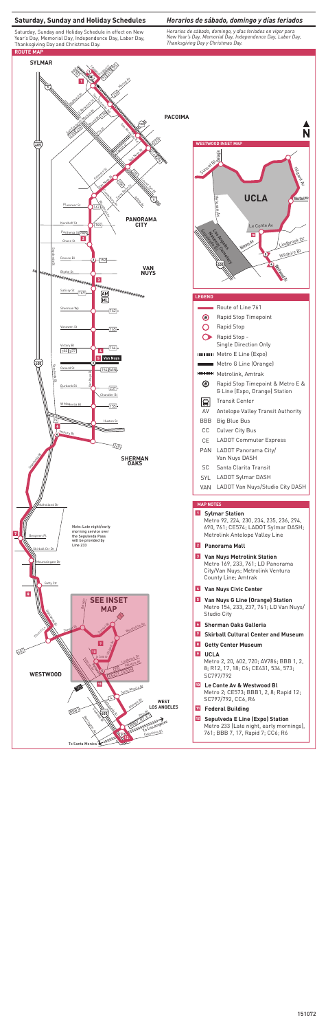## Saturday, Sunday and Holiday Schedules

Saturday, Sunday and Holiday Schedule in effect on New Year's Day, Memorial Day, Independence Day, Labor Day, Thanksgiving Day and Christmas Day.

## *Horarios de sábado, domingo y días feriados*

*Horarios de sábado, domingo, y días feriados en vigor para New Year's Day, Memorial Day, Independence Day, Labor Day, Thanksgiving Day y Christmas Day.*

### ROUTE MAP

SYLMAR

PACOIMA

PANORAMA CITY

VAN NUYS

SHERMAN OAKS

WESTWOOD

WEST LOS ANGELES

SEE INSET MAP

Note: Late night/early morning service over the Sepulveda Pass will be provided by Line 233

To Santa Monica

To Los Angeles

### WESTWOOD INSET MAP

UCLA

### LEGEND

- Route of Line 761
- Rapid Stop Timepoint
- Rapid Stop
- Rapid Stop - Single Direction Only
- Metro E Line (Expo)
- Metro G Line (Orange)
- Metrolink, Amtrak
- Rapid Stop Timepoint & Metro E & G Line (Expo, Orange) Station
- Transit Center

| | |
|---|---|
| AV | Antelope Valley Transit Authority |
| BBB | Big Blue Bus |
| CC | Culver City Bus |
| CE | LADOT Commuter Express |
| PAN | LADOT Panorama City/ Van Nuys DASH |
| SC | Santa Clarita Transit |
| SYL | LADOT Sylmar DASH |
| VAN | LADOT Van Nuys/Studio City DASH |

### MAP NOTES

1. **Sylmar Station**
   Metro 92, 224, 230, 234, 235, 236, 294, 690, 761; CE574; LADOT Sylmar DASH; Metrolink Antelope Valley Line
2. **Panorama Mall**
3. **Van Nuys Metrolink Station**
   Metro 169, 233, 761; LD Panorama City/Van Nuys; Metrolink Ventura County Line; Amtrak
4. **Van Nuys Civic Center**
5. **Van Nuys G Line (Orange) Station**
   Metro 154, 233, 237, 761; LD Van Nuys/ Studio City
6. **Sherman Oaks Galleria**
7. **Skirball Cultural Center and Museum**
8. **Getty Center Museum**
9. **UCLA**
   Metro 2, 20, 602, 720; AV786; BBB 1, 2, 8; R12, 17, 18; C6; CE431, 534, 573; SC797/792
10. **Le Conte Av & Westwood Bl**
    Metro 2; CE573; BBB1, 2, 8; Rapid 12; SC797/792, CC6, R6
11. **Federal Building**
12. **Sepulveda E Line (Expo) Station**
    Metro 233 (Late night, early mornings), 761; BBB 7, 17, Rapid 7; CC6; R6

151072